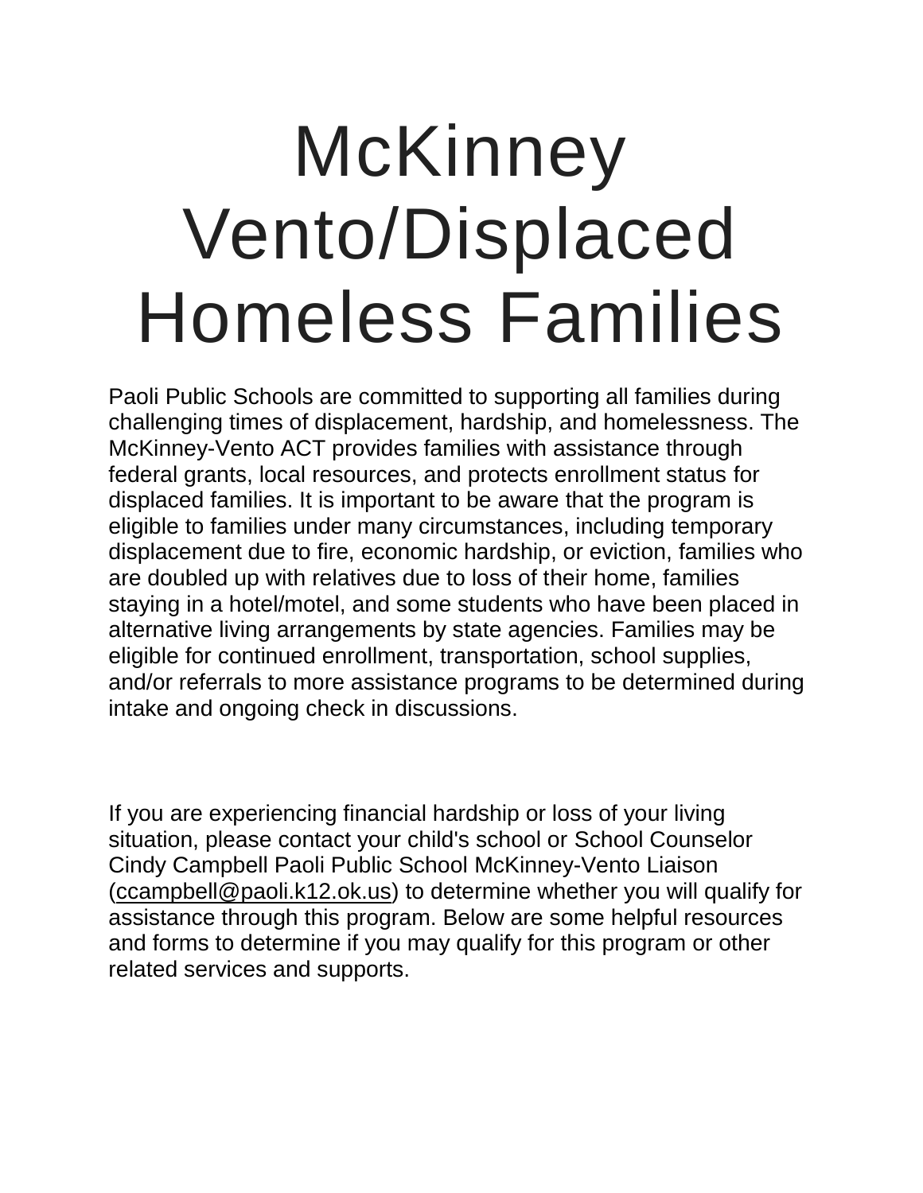# McKinney Vento/Displaced Homeless Families

Paoli Public Schools are committed to supporting all families during challenging times of displacement, hardship, and homelessness. The McKinney-Vento ACT provides families with assistance through federal grants, local resources, and protects enrollment status for displaced families. It is important to be aware that the program is eligible to families under many circumstances, including temporary displacement due to fire, economic hardship, or eviction, families who are doubled up with relatives due to loss of their home, families staying in a hotel/motel, and some students who have been placed in alternative living arrangements by state agencies. Families may be eligible for continued enrollment, transportation, school supplies, and/or referrals to more assistance programs to be determined during intake and ongoing check in discussions.

If you are experiencing financial hardship or loss of your living situation, please contact your child's school or School Counselor Cindy Campbell Paoli Public School McKinney-Vento Liaison (ccampbell@paoli.k12.ok.us) to determine whether you will qualify for assistance through this program. Below are some helpful resources and forms to determine if you may qualify for this program or other related services and supports.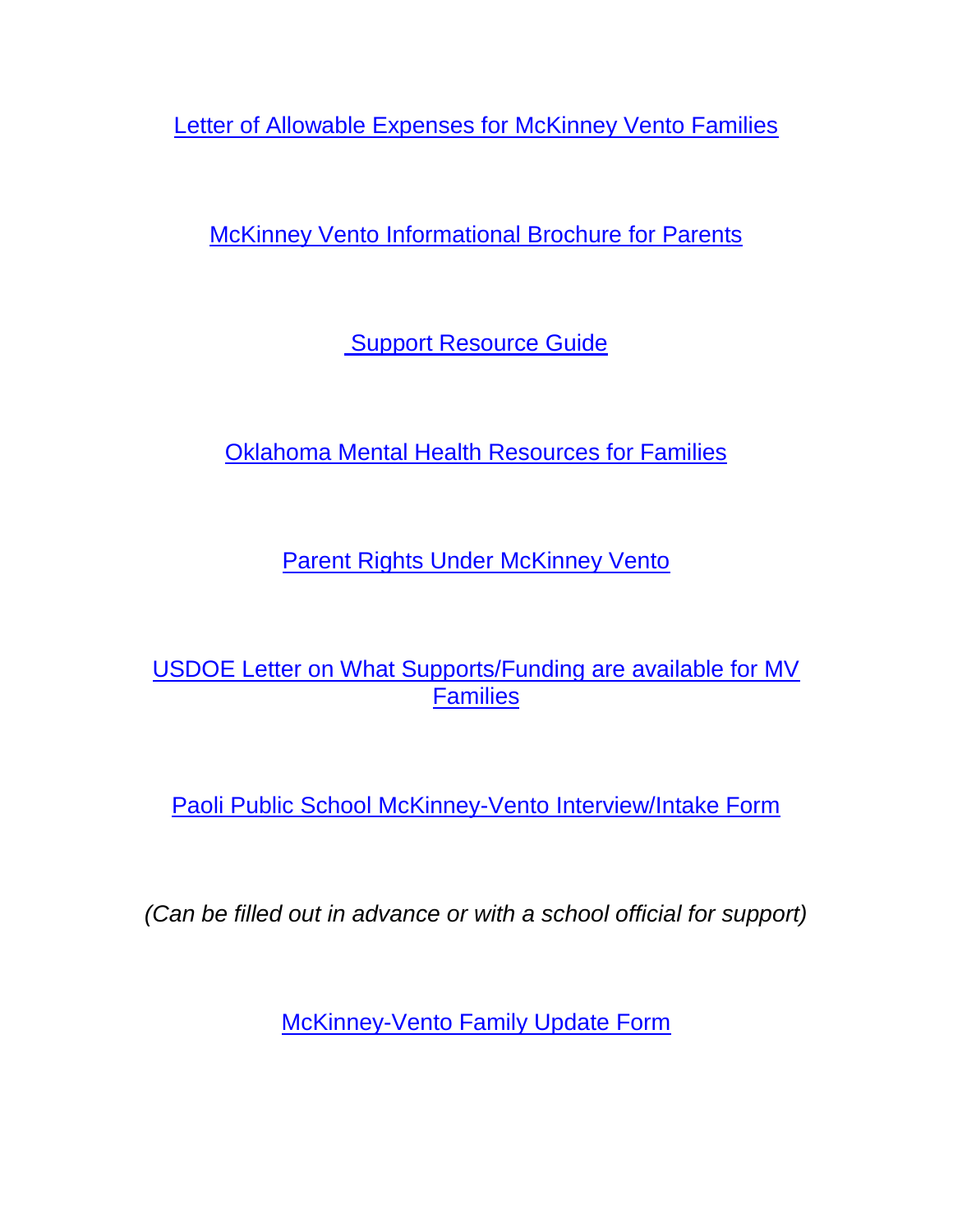Letter of Allowable Expenses for McKinney Vento Families

McKinney Vento Informational Brochure for Parents

Support Resource Guide

Oklahoma Mental Health Resources for Families

Parent Rights Under McKinney Vento

USDOE Letter on What Supports/Funding are available for MV Families

Paoli Public School McKinney-Vento Interview/Intake Form

*(Can be filled out in advance or with a school official for support)*

McKinney-Vento Family Update Form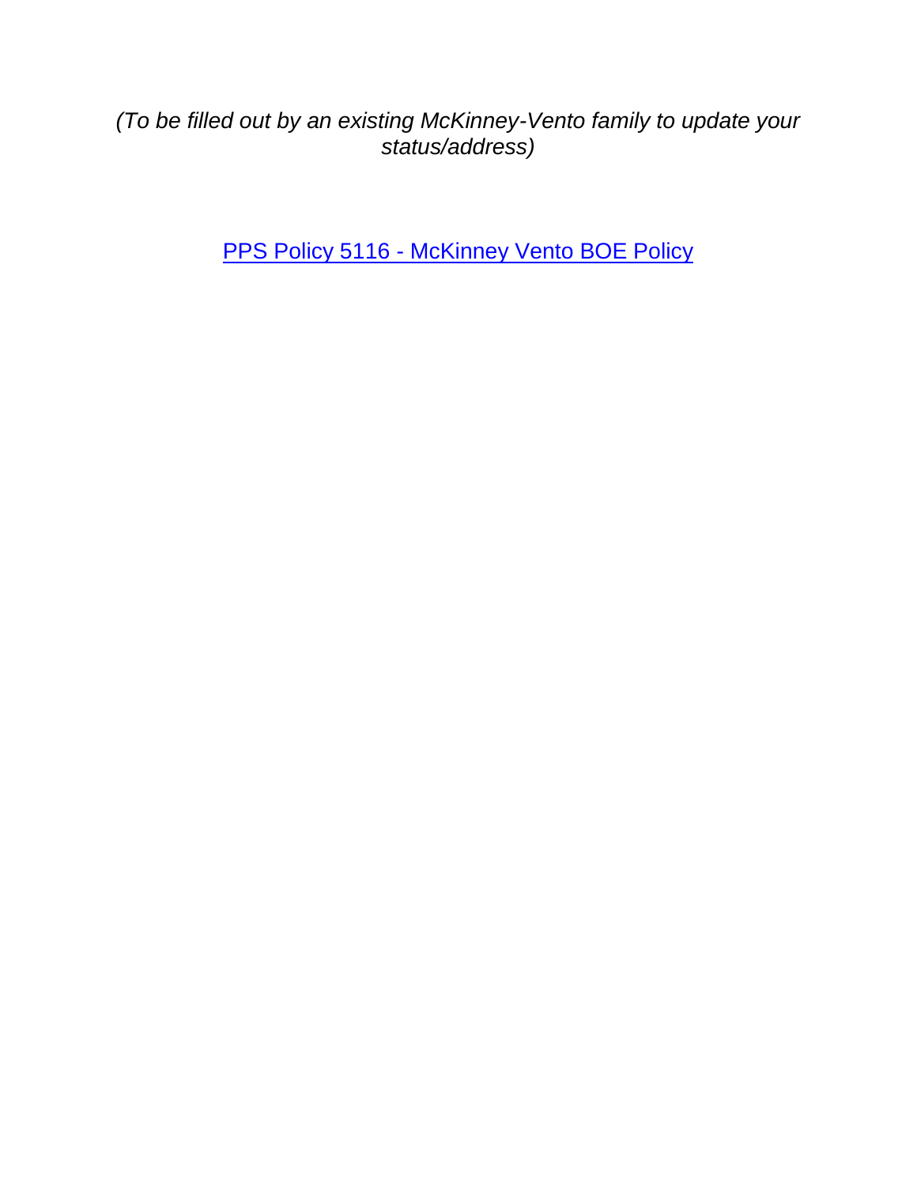*(To be filled out by an existing McKinney-Vento family to update your status/address)*

[PPS Policy 5116 - McKinney Vento BOE Policy]